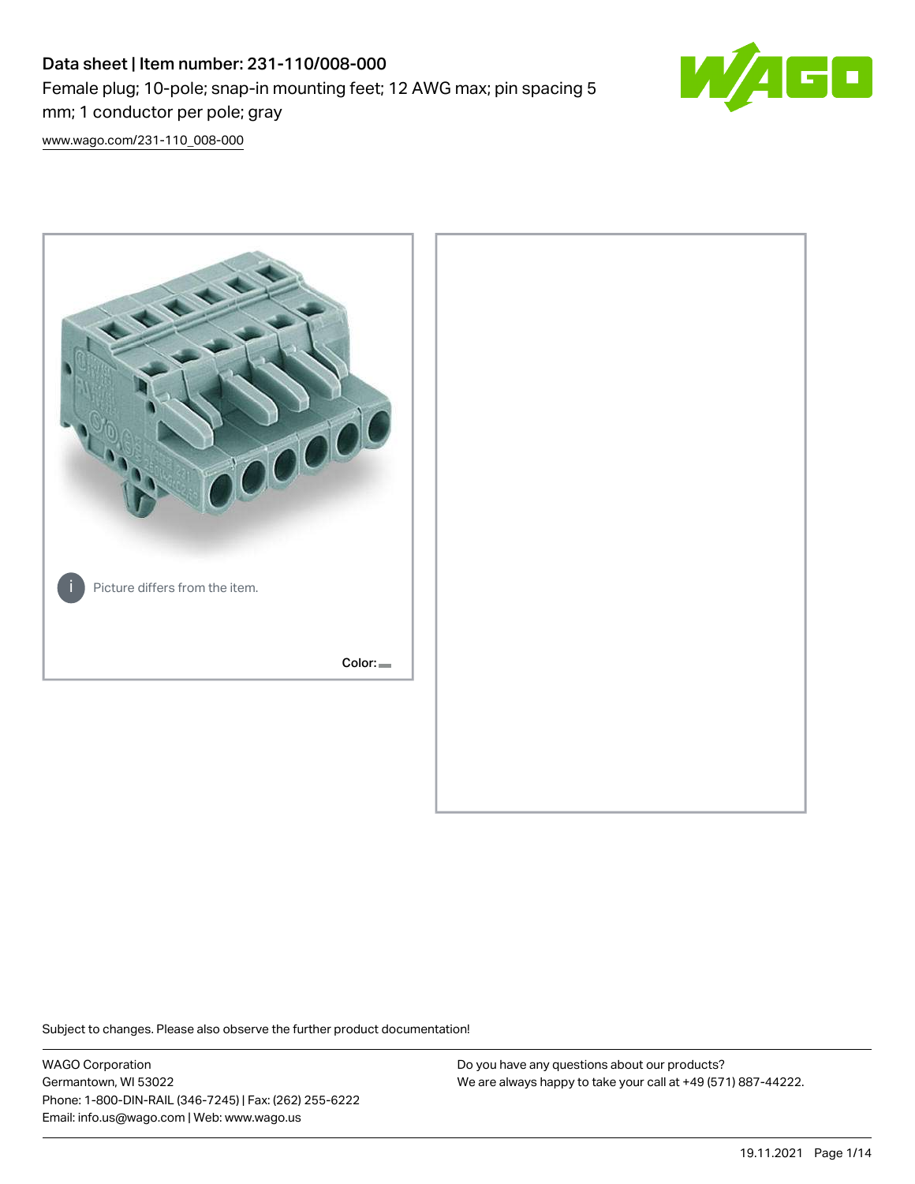# Data sheet | Item number: 231-110/008-000

Female plug; 10-pole; snap-in mounting feet; 12 AWG max; pin spacing 5 mm; 1 conductor per pole; gray

www.wago.com/231-110_008-000

Picture differs from the item.

Color:

Subject to changes. Please also observe the further product documentation!

WAGO Corporation
Germantown, WI 53022
Phone: 1-800-DIN-RAIL (346-7245) | Fax: (262) 255-6222
Email: info.us@wago.com | Web: www.wago.us

Do you have any questions about our products?
We are always happy to take your call at +49 (571) 887-44222.

19.11.2021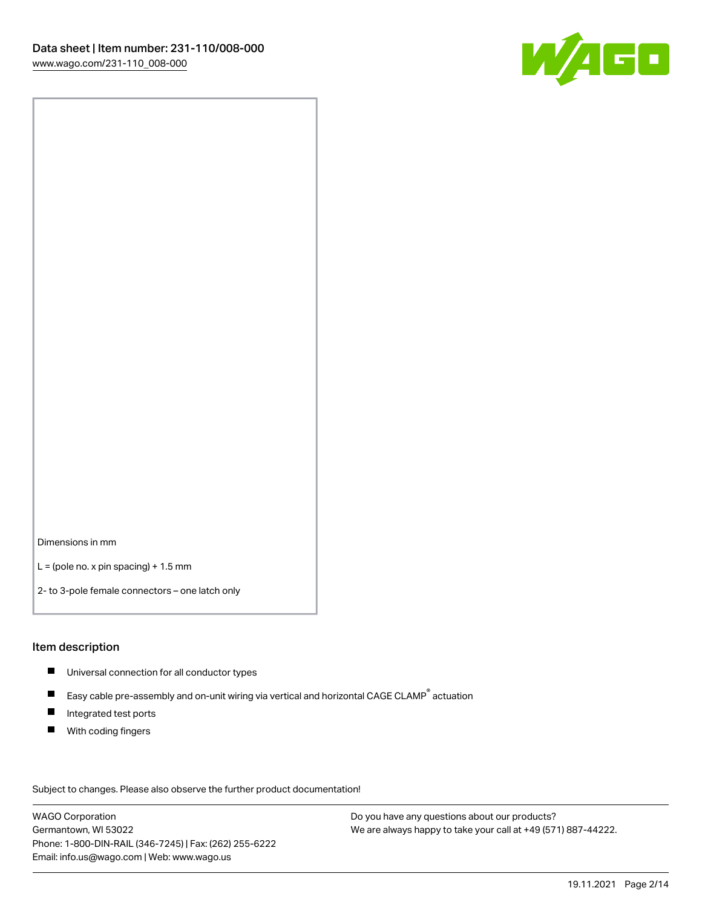Dimensions in mm

L = (pole no. x pin spacing) + 1.5 mm

2- to 3-pole female connectors – one latch only

## Item description

- Universal connection for all conductor types
- Easy cable pre-assembly and on-unit wiring via vertical and horizontal CAGE CLAMP® actuation
- Integrated test ports
- With coding fingers

Subject to changes. Please also observe the further product documentation!

WAGO Corporation
Germantown, WI 53022
Phone: 1-800-DIN-RAIL (346-7245) | Fax: (262) 255-6222
Email: info.us@wago.com | Web: www.wago.us

Do you have any questions about our products?
We are always happy to take your call at +49 (571) 887-44222.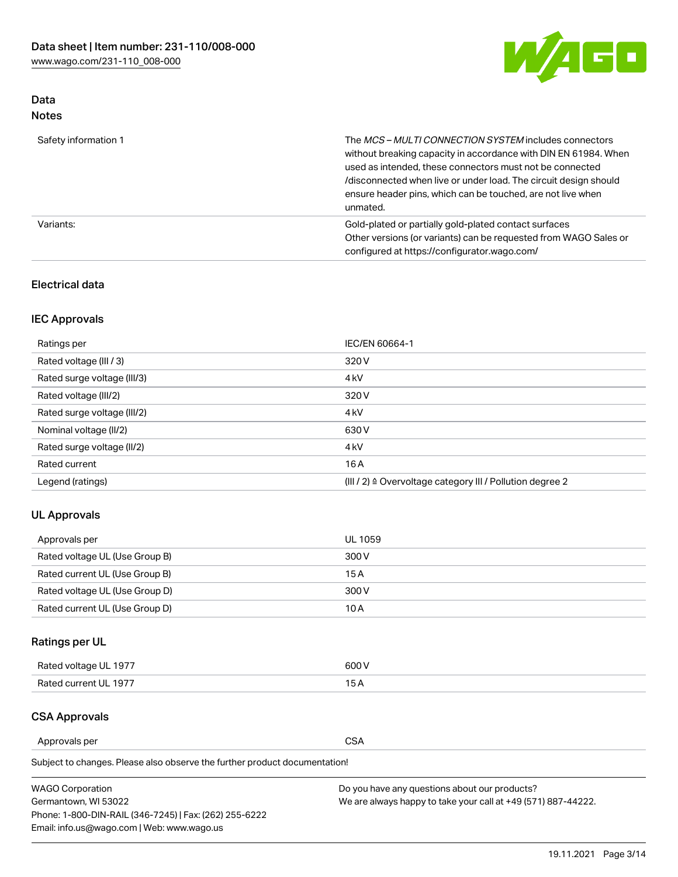## Data
### Notes

| | |
|---|---|
| Safety information 1 | The *MCS – MULTI CONNECTION SYSTEM* includes connectors without breaking capacity in accordance with DIN EN 61984. When used as intended, these connectors must not be connected /disconnected when live or under load. The circuit design should ensure header pins, which can be touched, are not live when unmated. |
| Variants: | Gold-plated or partially gold-plated contact surfaces<br>Other versions (or variants) can be requested from WAGO Sales or configured at https://configurator.wago.com/ |

### Electrical data

#### IEC Approvals

| | |
|---|---|
| Ratings per | IEC/EN 60664-1 |
| Rated voltage (III / 3) | 320 V |
| Rated surge voltage (III/3) | 4 kV |
| Rated voltage (III/2) | 320 V |
| Rated surge voltage (III/2) | 4 kV |
| Nominal voltage (II/2) | 630 V |
| Rated surge voltage (II/2) | 4 kV |
| Rated current | 16 A |
| Legend (ratings) | (III / 2) ≙ Overvoltage category III / Pollution degree 2 |

#### UL Approvals

| | |
|---|---|
| Approvals per | UL 1059 |
| Rated voltage UL (Use Group B) | 300 V |
| Rated current UL (Use Group B) | 15 A |
| Rated voltage UL (Use Group D) | 300 V |
| Rated current UL (Use Group D) | 10 A |

#### Ratings per UL

| | |
|---|---|
| Rated voltage UL 1977 | 600 V |
| Rated current UL 1977 | 15 A |

#### CSA Approvals

| | |
|---|---|
| Approvals per | CSA |

Subject to changes. Please also observe the further product documentation!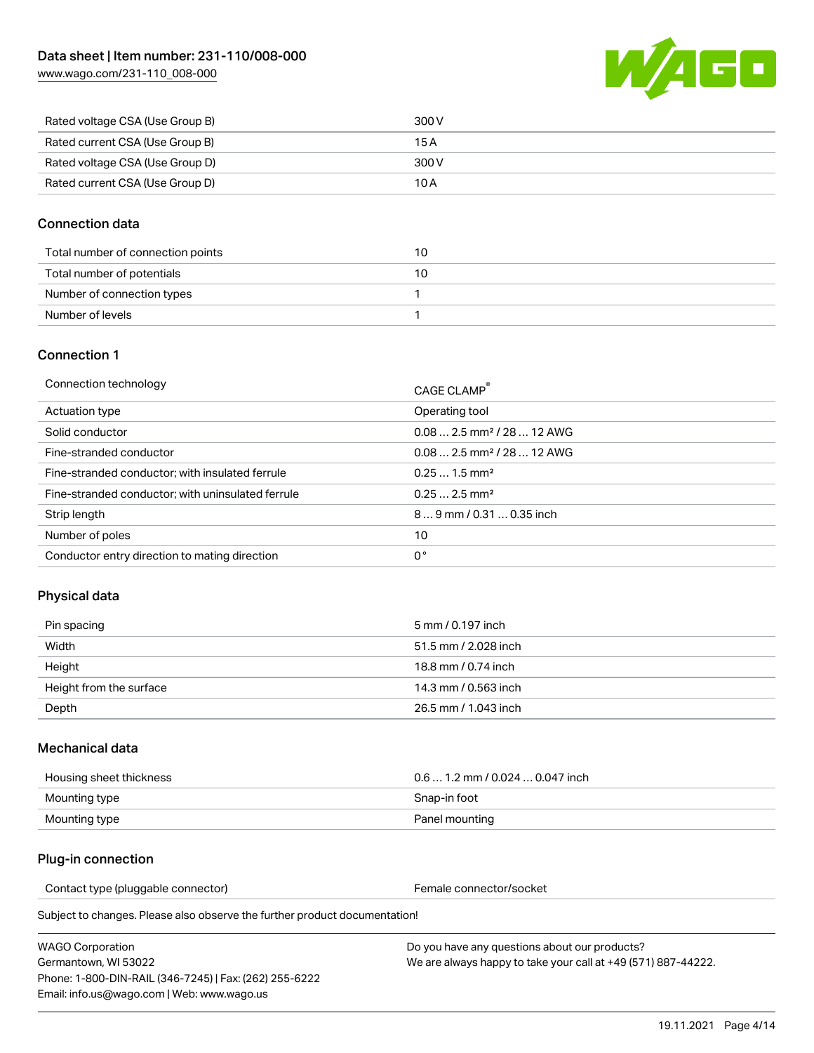| | |
|---|---|
| Rated voltage CSA (Use Group B) | 300 V |
| Rated current CSA (Use Group B) | 15 A |
| Rated voltage CSA (Use Group D) | 300 V |
| Rated current CSA (Use Group D) | 10 A |

## Connection data

| | |
|---|---|
| Total number of connection points | 10 |
| Total number of potentials | 10 |
| Number of connection types | 1 |
| Number of levels | 1 |

## Connection 1

| | |
|---|---|
| Connection technology | CAGE CLAMP® |
| Actuation type | Operating tool |
| Solid conductor | 0.08 … 2.5 mm² / 28 … 12 AWG |
| Fine-stranded conductor | 0.08 … 2.5 mm² / 28 … 12 AWG |
| Fine-stranded conductor; with insulated ferrule | 0.25 … 1.5 mm² |
| Fine-stranded conductor; with uninsulated ferrule | 0.25 … 2.5 mm² |
| Strip length | 8 … 9 mm / 0.31 … 0.35 inch |
| Number of poles | 10 |
| Conductor entry direction to mating direction | 0 ° |

## Physical data

| | |
|---|---|
| Pin spacing | 5 mm / 0.197 inch |
| Width | 51.5 mm / 2.028 inch |
| Height | 18.8 mm / 0.74 inch |
| Height from the surface | 14.3 mm / 0.563 inch |
| Depth | 26.5 mm / 1.043 inch |

## Mechanical data

| | |
|---|---|
| Housing sheet thickness | 0.6 … 1.2 mm / 0.024 … 0.047 inch |
| Mounting type | Snap-in foot |
| Mounting type | Panel mounting |

## Plug-in connection

| | |
|---|---|
| Contact type (pluggable connector) | Female connector/socket |

Subject to changes. Please also observe the further product documentation!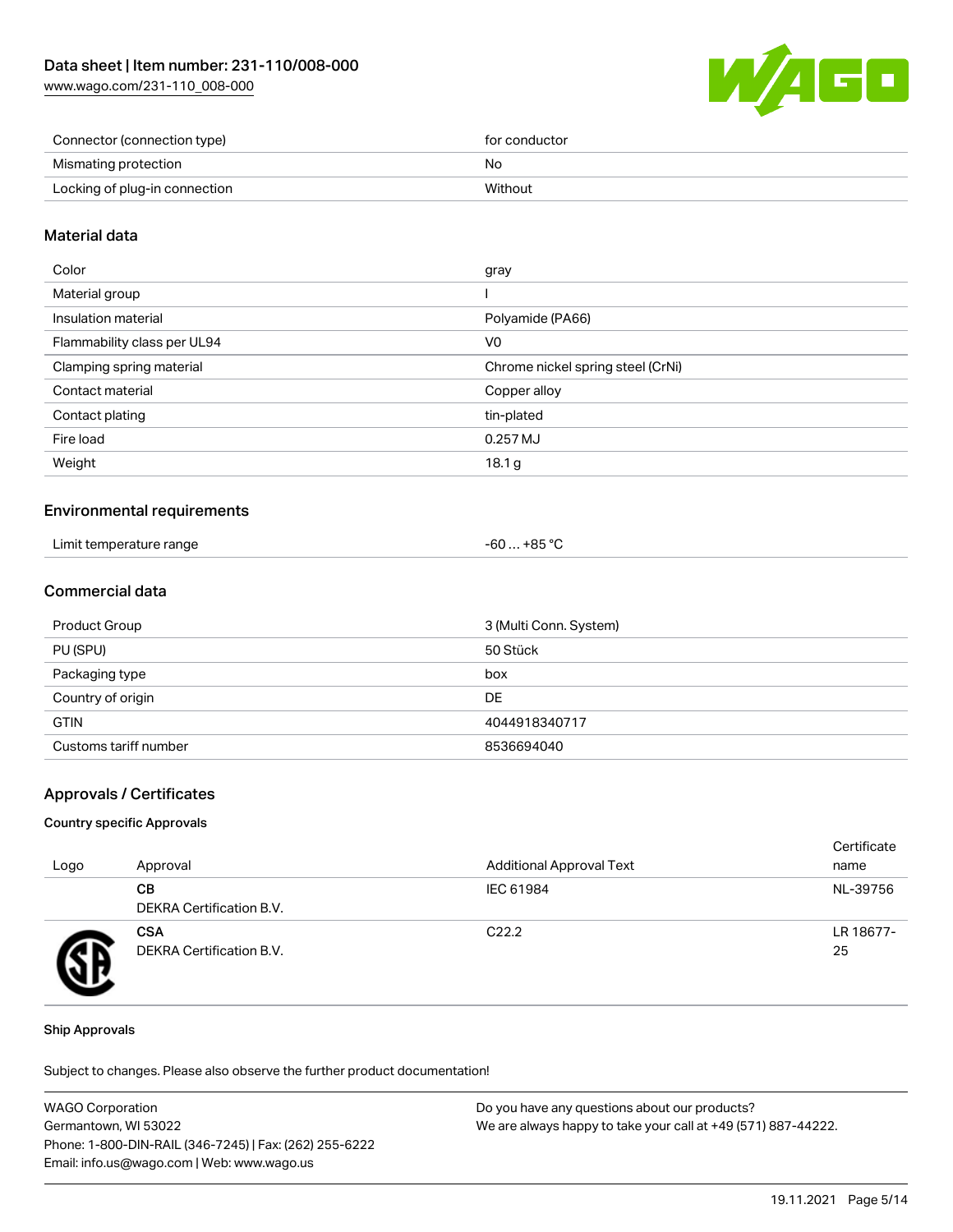| | |
|---|---|
| Connector (connection type) | for conductor |
| Mismating protection | No |
| Locking of plug-in connection | Without |

## Material data

| | |
|---|---|
| Color | gray |
| Material group | I |
| Insulation material | Polyamide (PA66) |
| Flammability class per UL94 | V0 |
| Clamping spring material | Chrome nickel spring steel (CrNi) |
| Contact material | Copper alloy |
| Contact plating | tin-plated |
| Fire load | 0.257 MJ |
| Weight | 18.1 g |

## Environmental requirements

| | |
|---|---|
| Limit temperature range | -60 … +85 °C |

## Commercial data

| | |
|---|---|
| Product Group | 3 (Multi Conn. System) |
| PU (SPU) | 50 Stück |
| Packaging type | box |
| Country of origin | DE |
| GTIN | 4044918340717 |
| Customs tariff number | 8536694040 |

## Approvals / Certificates

### Country specific Approvals

| Logo | Approval | Additional Approval Text | Certificate name |
|---|---|---|---|
| | **CB** DEKRA Certification B.V. | IEC 61984 | NL-39756 |
| | **CSA** DEKRA Certification B.V. | C22.2 | LR 18677-25 |

### Ship Approvals

Subject to changes. Please also observe the further product documentation!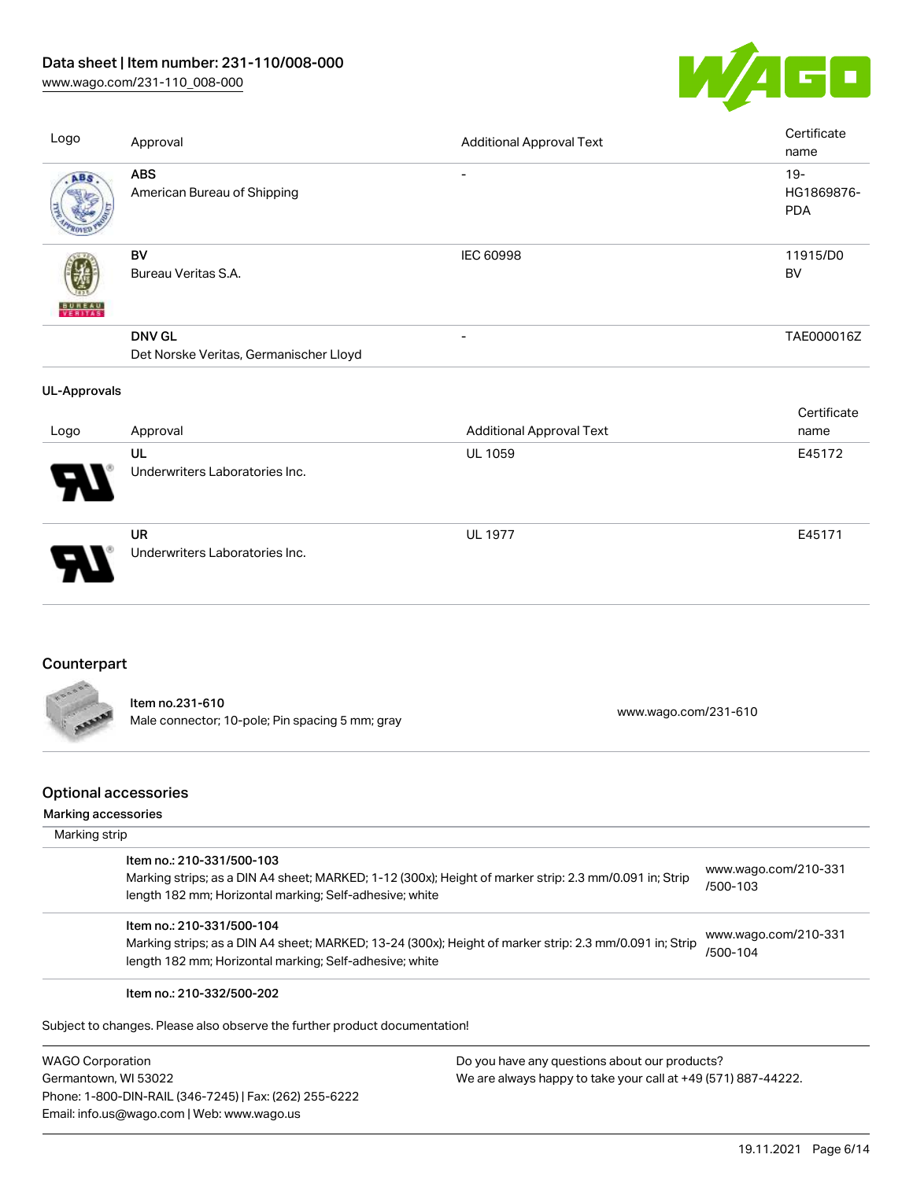| Logo | Approval | Additional Approval Text | Certificate name |
| --- | --- | --- | --- |
| | **ABS**<br>American Bureau of Shipping | - | 19-HG1869876-PDA |
| | **BV**<br>Bureau Veritas S.A. | IEC 60998 | 11915/D0 BV |
| | **DNV GL**<br>Det Norske Veritas, Germanischer Lloyd | - | TAE000016Z |

### UL-Approvals

| Logo | Approval | Additional Approval Text | Certificate name |
| --- | --- | --- | --- |
| | **UL**<br>Underwriters Laboratories Inc. | UL 1059 | E45172 |
| | **UR**<br>Underwriters Laboratories Inc. | UL 1977 | E45171 |

## Counterpart

| | | |
| --- | --- | --- |
| | **Item no.231-610**<br>Male connector; 10-pole; Pin spacing 5 mm; gray | www.wago.com/231-610 |

## Optional accessories

### Marking accessories

Marking strip

| | | |
| --- | --- | --- |
| | **Item no.: 210-331/500-103**<br>Marking strips; as a DIN A4 sheet; MARKED; 1-12 (300x); Height of marker strip: 2.3 mm/0.091 in; Strip length 182 mm; Horizontal marking; Self-adhesive; white | www.wago.com/210-331/500-103 |
| | **Item no.: 210-331/500-104**<br>Marking strips; as a DIN A4 sheet; MARKED; 13-24 (300x); Height of marker strip: 2.3 mm/0.091 in; Strip length 182 mm; Horizontal marking; Self-adhesive; white | www.wago.com/210-331/500-104 |
| | **Item no.: 210-332/500-202** | |

Subject to changes. Please also observe the further product documentation!

WAGO Corporation
Germantown, WI 53022
Phone: 1-800-DIN-RAIL (346-7245) | Fax: (262) 255-6222
Email: info.us@wago.com | Web: www.wago.us

Do you have any questions about our products?
We are always happy to take your call at +49 (571) 887-44222.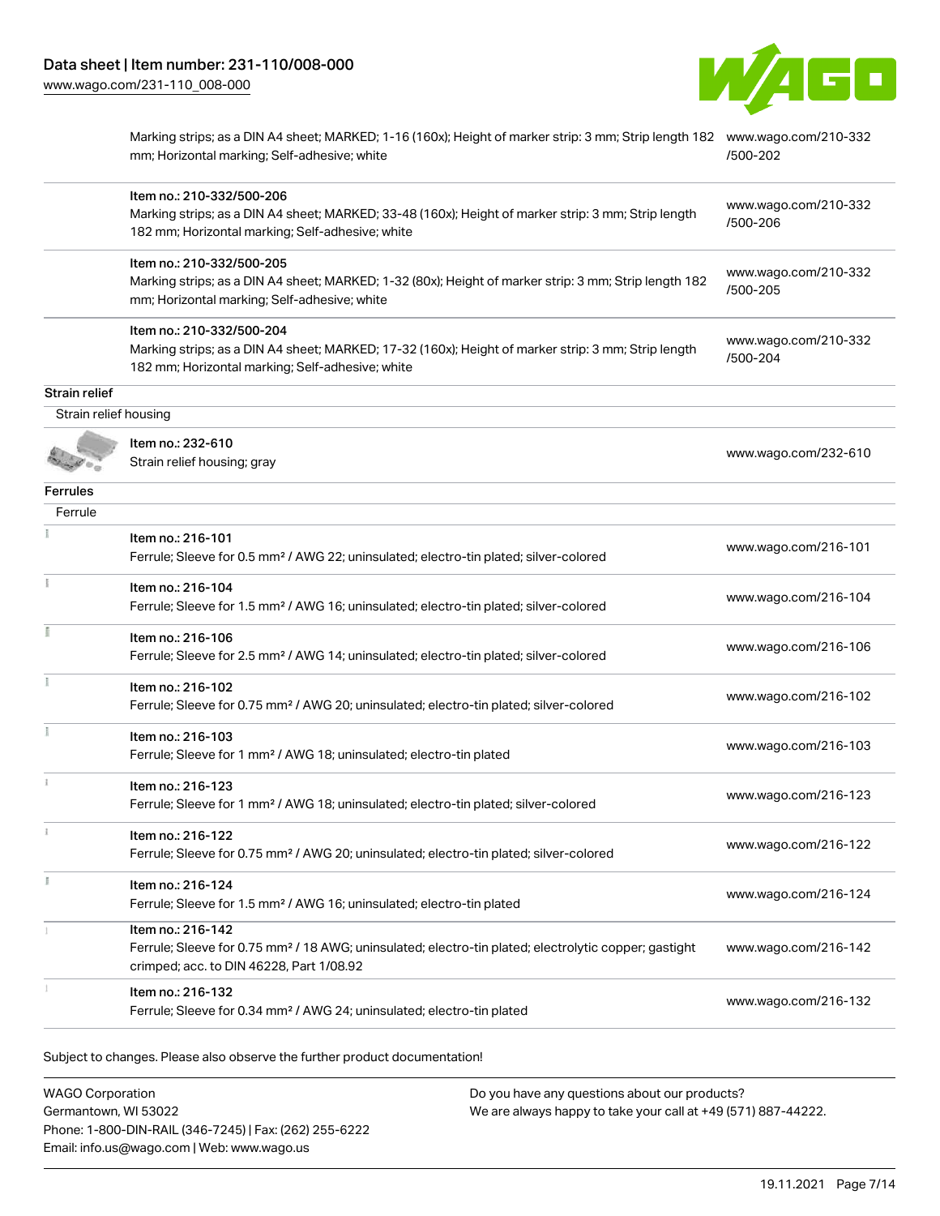| | | |
|---|---|---|
| | Marking strips; as a DIN A4 sheet; MARKED; 1-16 (160x); Height of marker strip: 3 mm; Strip length 182 mm; Horizontal marking; Self-adhesive; white | www.wago.com/210-332/500-202 |
| | Item no.: 210-332/500-206<br>Marking strips; as a DIN A4 sheet; MARKED; 33-48 (160x); Height of marker strip: 3 mm; Strip length 182 mm; Horizontal marking; Self-adhesive; white | www.wago.com/210-332/500-206 |
| | Item no.: 210-332/500-205<br>Marking strips; as a DIN A4 sheet; MARKED; 1-32 (80x); Height of marker strip: 3 mm; Strip length 182 mm; Horizontal marking; Self-adhesive; white | www.wago.com/210-332/500-205 |
| | Item no.: 210-332/500-204<br>Marking strips; as a DIN A4 sheet; MARKED; 17-32 (160x); Height of marker strip: 3 mm; Strip length 182 mm; Horizontal marking; Self-adhesive; white | www.wago.com/210-332/500-204 |

**Strain relief**

Strain relief housing

| | | |
|---|---|---|
| | Item no.: 232-610<br>Strain relief housing; gray | www.wago.com/232-610 |

**Ferrules**

Ferrule

| | | |
|---|---|---|
| | Item no.: 216-101<br>Ferrule; Sleeve for 0.5 mm² / AWG 22; uninsulated; electro-tin plated; silver-colored | www.wago.com/216-101 |
| | Item no.: 216-104<br>Ferrule; Sleeve for 1.5 mm² / AWG 16; uninsulated; electro-tin plated; silver-colored | www.wago.com/216-104 |
| | Item no.: 216-106<br>Ferrule; Sleeve for 2.5 mm² / AWG 14; uninsulated; electro-tin plated; silver-colored | www.wago.com/216-106 |
| | Item no.: 216-102<br>Ferrule; Sleeve for 0.75 mm² / AWG 20; uninsulated; electro-tin plated; silver-colored | www.wago.com/216-102 |
| | Item no.: 216-103<br>Ferrule; Sleeve for 1 mm² / AWG 18; uninsulated; electro-tin plated | www.wago.com/216-103 |
| | Item no.: 216-123<br>Ferrule; Sleeve for 1 mm² / AWG 18; uninsulated; electro-tin plated; silver-colored | www.wago.com/216-123 |
| | Item no.: 216-122<br>Ferrule; Sleeve for 0.75 mm² / AWG 20; uninsulated; electro-tin plated; silver-colored | www.wago.com/216-122 |
| | Item no.: 216-124<br>Ferrule; Sleeve for 1.5 mm² / AWG 16; uninsulated; electro-tin plated | www.wago.com/216-124 |
| | Item no.: 216-142<br>Ferrule; Sleeve for 0.75 mm² / 18 AWG; uninsulated; electro-tin plated; electrolytic copper; gastight crimped; acc. to DIN 46228, Part 1/08.92 | www.wago.com/216-142 |
| | Item no.: 216-132<br>Ferrule; Sleeve for 0.34 mm² / AWG 24; uninsulated; electro-tin plated | www.wago.com/216-132 |

Subject to changes. Please also observe the further product documentation!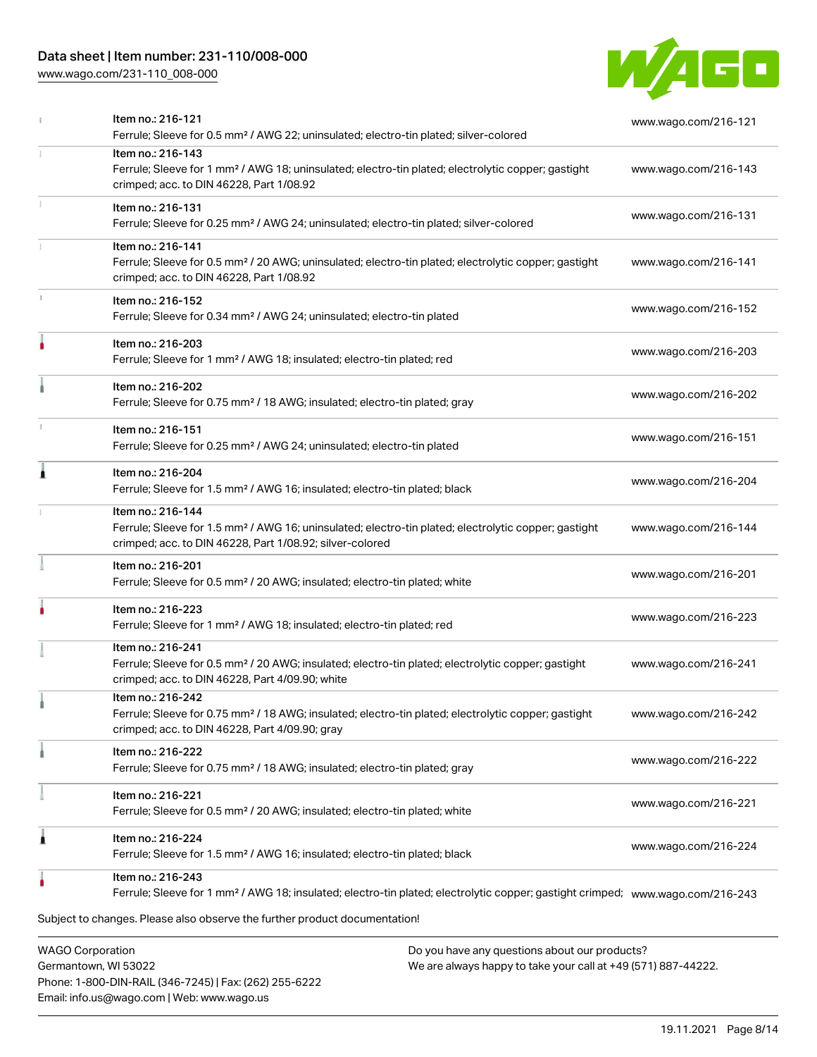| Item | Link |
|---|---|
| Item no.: 216-121<br>Ferrule; Sleeve for 0.5 mm² / AWG 22; uninsulated; electro-tin plated; silver-colored | www.wago.com/216-121 |
| Item no.: 216-143<br>Ferrule; Sleeve for 1 mm² / AWG 18; uninsulated; electro-tin plated; electrolytic copper; gastight crimped; acc. to DIN 46228, Part 1/08.92 | www.wago.com/216-143 |
| Item no.: 216-131<br>Ferrule; Sleeve for 0.25 mm² / AWG 24; uninsulated; electro-tin plated; silver-colored | www.wago.com/216-131 |
| Item no.: 216-141<br>Ferrule; Sleeve for 0.5 mm² / 20 AWG; uninsulated; electro-tin plated; electrolytic copper; gastight crimped; acc. to DIN 46228, Part 1/08.92 | www.wago.com/216-141 |
| Item no.: 216-152<br>Ferrule; Sleeve for 0.34 mm² / AWG 24; uninsulated; electro-tin plated | www.wago.com/216-152 |
| Item no.: 216-203<br>Ferrule; Sleeve for 1 mm² / AWG 18; insulated; electro-tin plated; red | www.wago.com/216-203 |
| Item no.: 216-202<br>Ferrule; Sleeve for 0.75 mm² / 18 AWG; insulated; electro-tin plated; gray | www.wago.com/216-202 |
| Item no.: 216-151<br>Ferrule; Sleeve for 0.25 mm² / AWG 24; uninsulated; electro-tin plated | www.wago.com/216-151 |
| Item no.: 216-204<br>Ferrule; Sleeve for 1.5 mm² / AWG 16; insulated; electro-tin plated; black | www.wago.com/216-204 |
| Item no.: 216-144<br>Ferrule; Sleeve for 1.5 mm² / AWG 16; uninsulated; electro-tin plated; electrolytic copper; gastight crimped; acc. to DIN 46228, Part 1/08.92; silver-colored | www.wago.com/216-144 |
| Item no.: 216-201<br>Ferrule; Sleeve for 0.5 mm² / 20 AWG; insulated; electro-tin plated; white | www.wago.com/216-201 |
| Item no.: 216-223<br>Ferrule; Sleeve for 1 mm² / AWG 18; insulated; electro-tin plated; red | www.wago.com/216-223 |
| Item no.: 216-241<br>Ferrule; Sleeve for 0.5 mm² / 20 AWG; insulated; electro-tin plated; electrolytic copper; gastight crimped; acc. to DIN 46228, Part 4/09.90; white | www.wago.com/216-241 |
| Item no.: 216-242<br>Ferrule; Sleeve for 0.75 mm² / 18 AWG; insulated; electro-tin plated; electrolytic copper; gastight crimped; acc. to DIN 46228, Part 4/09.90; gray | www.wago.com/216-242 |
| Item no.: 216-222<br>Ferrule; Sleeve for 0.75 mm² / 18 AWG; insulated; electro-tin plated; gray | www.wago.com/216-222 |
| Item no.: 216-221<br>Ferrule; Sleeve for 0.5 mm² / 20 AWG; insulated; electro-tin plated; white | www.wago.com/216-221 |
| Item no.: 216-224<br>Ferrule; Sleeve for 1.5 mm² / AWG 16; insulated; electro-tin plated; black | www.wago.com/216-224 |
| Item no.: 216-243<br>Ferrule; Sleeve for 1 mm² / AWG 18; insulated; electro-tin plated; electrolytic copper; gastight crimped; | www.wago.com/216-243 |

Subject to changes. Please also observe the further product documentation!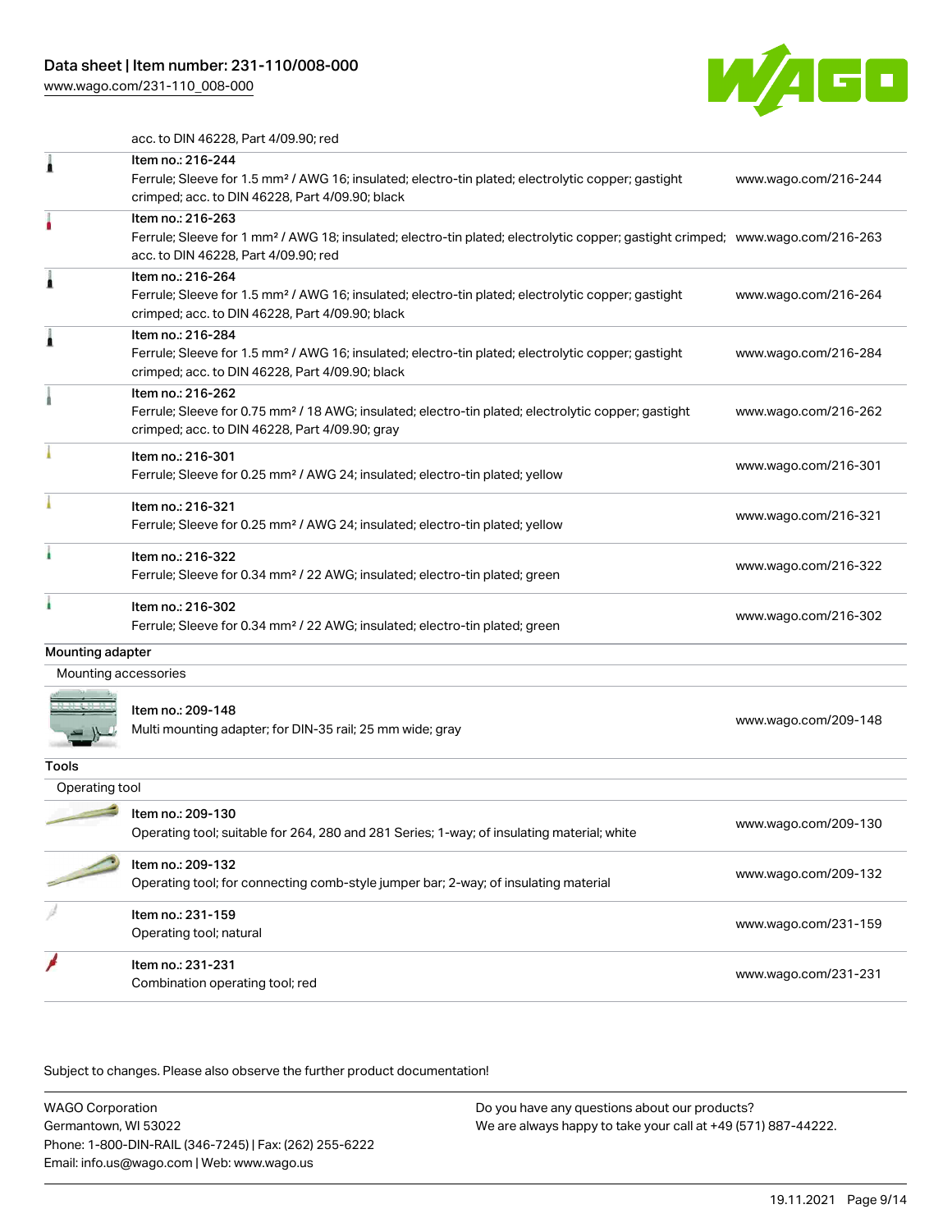acc. to DIN 46228, Part 4/09.90; red

| | | |
|---|---|---|
| | Item no.: 216-244<br>Ferrule; Sleeve for 1.5 mm² / AWG 16; insulated; electro-tin plated; electrolytic copper; gastight crimped; acc. to DIN 46228, Part 4/09.90; black | www.wago.com/216-244 |
| | Item no.: 216-263<br>Ferrule; Sleeve for 1 mm² / AWG 18; insulated; electro-tin plated; electrolytic copper; gastight crimped; acc. to DIN 46228, Part 4/09.90; red | www.wago.com/216-263 |
| | Item no.: 216-264<br>Ferrule; Sleeve for 1.5 mm² / AWG 16; insulated; electro-tin plated; electrolytic copper; gastight crimped; acc. to DIN 46228, Part 4/09.90; black | www.wago.com/216-264 |
| | Item no.: 216-284<br>Ferrule; Sleeve for 1.5 mm² / AWG 16; insulated; electro-tin plated; electrolytic copper; gastight crimped; acc. to DIN 46228, Part 4/09.90; black | www.wago.com/216-284 |
| | Item no.: 216-262<br>Ferrule; Sleeve for 0.75 mm² / 18 AWG; insulated; electro-tin plated; electrolytic copper; gastight crimped; acc. to DIN 46228, Part 4/09.90; gray | www.wago.com/216-262 |
| | Item no.: 216-301<br>Ferrule; Sleeve for 0.25 mm² / AWG 24; insulated; electro-tin plated; yellow | www.wago.com/216-301 |
| | Item no.: 216-321<br>Ferrule; Sleeve for 0.25 mm² / AWG 24; insulated; electro-tin plated; yellow | www.wago.com/216-321 |
| | Item no.: 216-322<br>Ferrule; Sleeve for 0.34 mm² / 22 AWG; insulated; electro-tin plated; green | www.wago.com/216-322 |
| | Item no.: 216-302<br>Ferrule; Sleeve for 0.34 mm² / 22 AWG; insulated; electro-tin plated; green | www.wago.com/216-302 |

## Mounting adapter

### Mounting accessories

| | | |
|---|---|---|
| | Item no.: 209-148<br>Multi mounting adapter; for DIN-35 rail; 25 mm wide; gray | www.wago.com/209-148 |

## Tools

### Operating tool

| | | |
|---|---|---|
| | Item no.: 209-130<br>Operating tool; suitable for 264, 280 and 281 Series; 1-way; of insulating material; white | www.wago.com/209-130 |
| | Item no.: 209-132<br>Operating tool; for connecting comb-style jumper bar; 2-way; of insulating material | www.wago.com/209-132 |
| | Item no.: 231-159<br>Operating tool; natural | www.wago.com/231-159 |
| | Item no.: 231-231<br>Combination operating tool; red | www.wago.com/231-231 |

Subject to changes. Please also observe the further product documentation!

WAGO Corporation
Germantown, WI 53022
Phone: 1-800-DIN-RAIL (346-7245) | Fax: (262) 255-6222
Email: info.us@wago.com | Web: www.wago.us

Do you have any questions about our products?
We are always happy to take your call at +49 (571) 887-44222.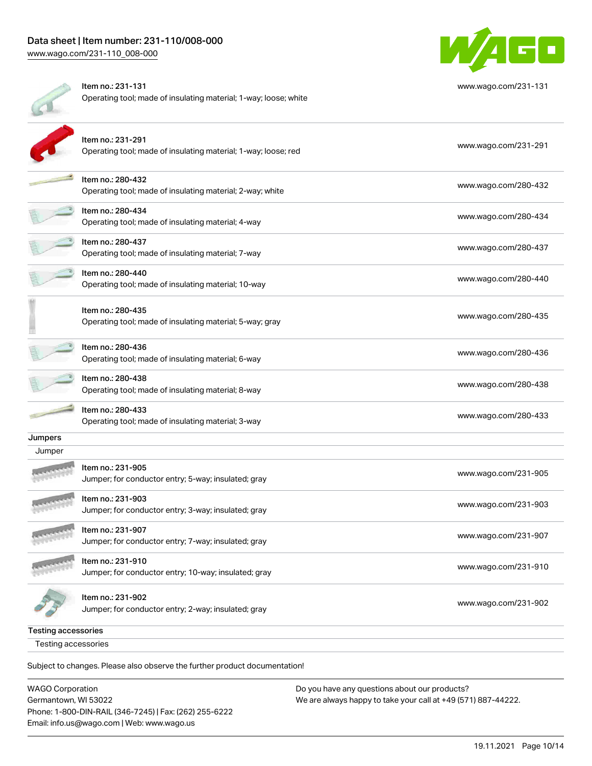| Item | Description | Link |
|---|---|---|
| Item no.: 231-131 | Operating tool; made of insulating material; 1-way; loose; white | www.wago.com/231-131 |
| Item no.: 231-291 | Operating tool; made of insulating material; 1-way; loose; red | www.wago.com/231-291 |
| Item no.: 280-432 | Operating tool; made of insulating material; 2-way; white | www.wago.com/280-432 |
| Item no.: 280-434 | Operating tool; made of insulating material; 4-way | www.wago.com/280-434 |
| Item no.: 280-437 | Operating tool; made of insulating material; 7-way | www.wago.com/280-437 |
| Item no.: 280-440 | Operating tool; made of insulating material; 10-way | www.wago.com/280-440 |
| Item no.: 280-435 | Operating tool; made of insulating material; 5-way; gray | www.wago.com/280-435 |
| Item no.: 280-436 | Operating tool; made of insulating material; 6-way | www.wago.com/280-436 |
| Item no.: 280-438 | Operating tool; made of insulating material; 8-way | www.wago.com/280-438 |
| Item no.: 280-433 | Operating tool; made of insulating material; 3-way | www.wago.com/280-433 |

## Jumpers

### Jumper

| Item | Description | Link |
|---|---|---|
| Item no.: 231-905 | Jumper; for conductor entry; 5-way; insulated; gray | www.wago.com/231-905 |
| Item no.: 231-903 | Jumper; for conductor entry; 3-way; insulated; gray | www.wago.com/231-903 |
| Item no.: 231-907 | Jumper; for conductor entry; 7-way; insulated; gray | www.wago.com/231-907 |
| Item no.: 231-910 | Jumper; for conductor entry; 10-way; insulated; gray | www.wago.com/231-910 |
| Item no.: 231-902 | Jumper; for conductor entry; 2-way; insulated; gray | www.wago.com/231-902 |

## Testing accessories

### Testing accessories

Subject to changes. Please also observe the further product documentation!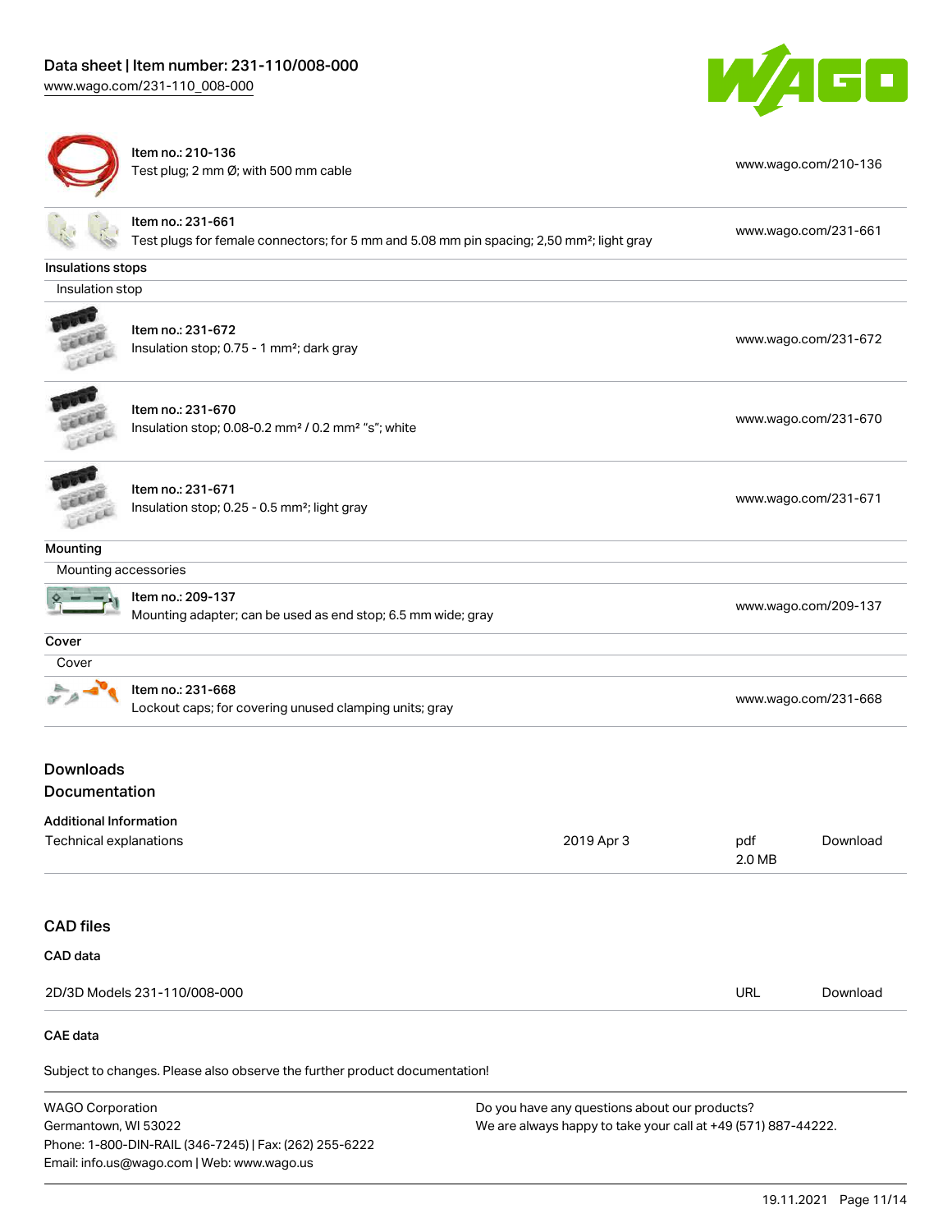| | | |
|---|---|---|
| | Item no.: 210-136<br>Test plug; 2 mm Ø; with 500 mm cable | www.wago.com/210-136 |
| | Item no.: 231-661<br>Test plugs for female connectors; for 5 mm and 5.08 mm pin spacing; 2,50 mm²; light gray | www.wago.com/231-661 |

**Insulations stops**

Insulation stop

| | | |
|---|---|---|
| | Item no.: 231-672<br>Insulation stop; 0.75 - 1 mm²; dark gray | www.wago.com/231-672 |
| | Item no.: 231-670<br>Insulation stop; 0.08-0.2 mm² / 0.2 mm² "s"; white | www.wago.com/231-670 |
| | Item no.: 231-671<br>Insulation stop; 0.25 - 0.5 mm²; light gray | www.wago.com/231-671 |

**Mounting**

Mounting accessories

| | | |
|---|---|---|
| | Item no.: 209-137<br>Mounting adapter; can be used as end stop; 6.5 mm wide; gray | www.wago.com/209-137 |

**Cover**

Cover

| | | |
|---|---|---|
| | Item no.: 231-668<br>Lockout caps; for covering unused clamping units; gray | www.wago.com/231-668 |

## Downloads

## Documentation

**Additional Information**

| | | | |
|---|---|---|---|
| Technical explanations | 2019 Apr 3 | pdf<br>2.0 MB | Download |

## CAD files

**CAD data**

| | | |
|---|---|---|
| 2D/3D Models 231-110/008-000 | URL | Download |

**CAE data**

Subject to changes. Please also observe the further product documentation!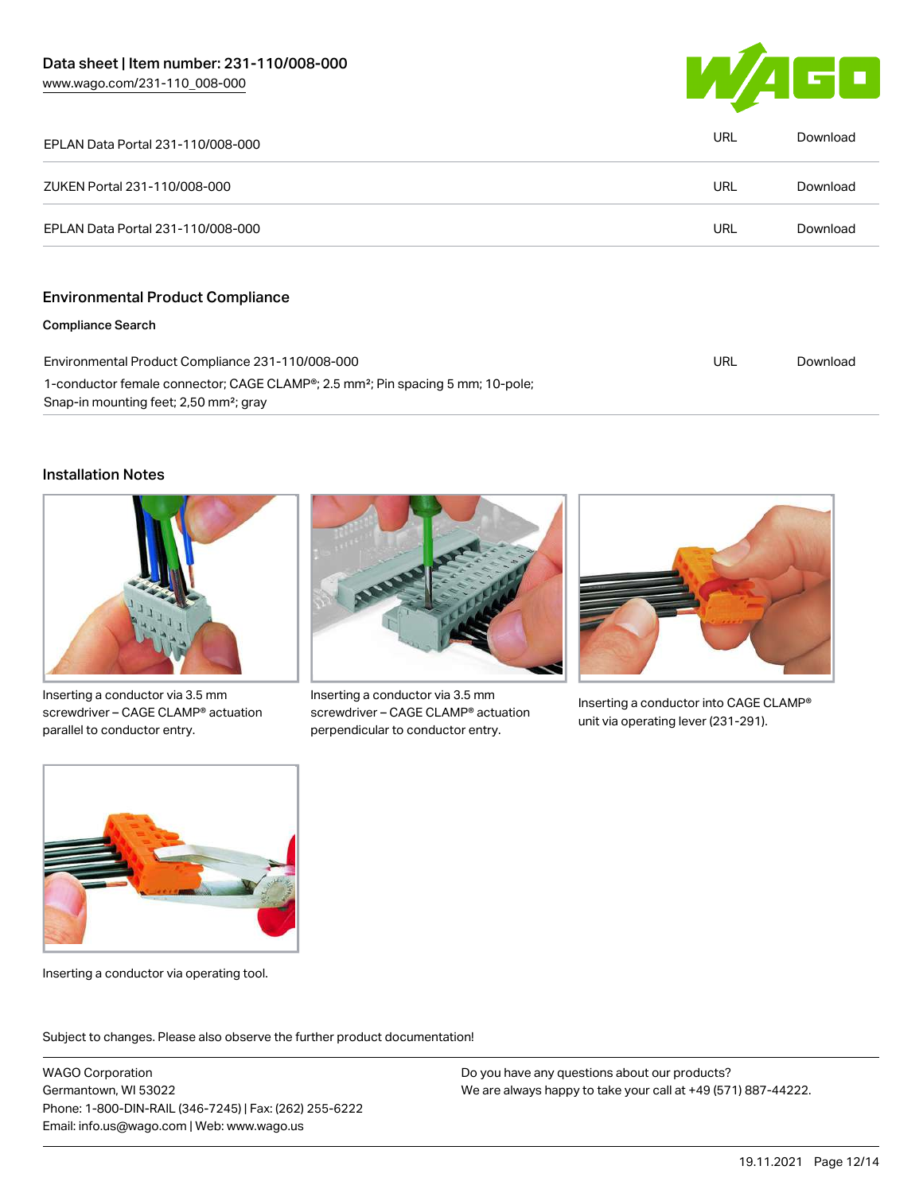| | | |
|---|---|---|
| EPLAN Data Portal 231-110/008-000 | URL | Download |
| ZUKEN Portal 231-110/008-000 | URL | Download |
| EPLAN Data Portal 231-110/008-000 | URL | Download |

## Environmental Product Compliance

### Compliance Search

| | | |
|---|---|---|
| Environmental Product Compliance 231-110/008-000<br>1-conductor female connector; CAGE CLAMP®; 2.5 mm²; Pin spacing 5 mm; 10-pole; Snap-in mounting feet; 2,50 mm²; gray | URL | Download |

## Installation Notes

Inserting a conductor via 3.5 mm screwdriver – CAGE CLAMP® actuation parallel to conductor entry.

Inserting a conductor via 3.5 mm screwdriver – CAGE CLAMP® actuation perpendicular to conductor entry.

Inserting a conductor into CAGE CLAMP® unit via operating lever (231-291).

Inserting a conductor via operating tool.

Subject to changes. Please also observe the further product documentation!

WAGO Corporation
Germantown, WI 53022
Phone: 1-800-DIN-RAIL (346-7245) | Fax: (262) 255-6222
Email: info.us@wago.com | Web: www.wago.us

Do you have any questions about our products?
We are always happy to take your call at +49 (571) 887-44222.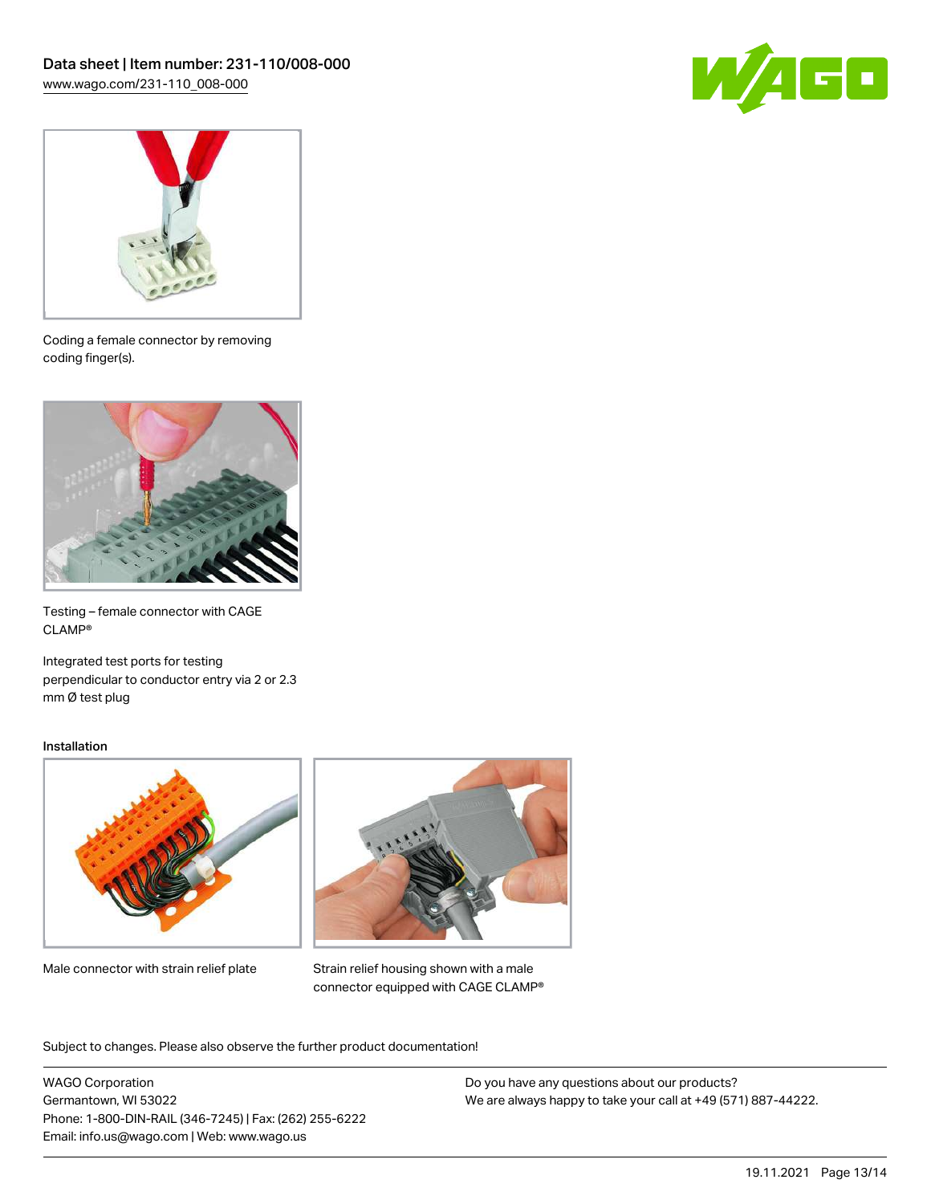Coding a female connector by removing coding finger(s).

Testing – female connector with CAGE CLAMP®

Integrated test ports for testing perpendicular to conductor entry via 2 or 2.3 mm Ø test plug

## Installation

Male connector with strain relief plate

Strain relief housing shown with a male connector equipped with CAGE CLAMP®

Subject to changes. Please also observe the further product documentation!

WAGO Corporation
Germantown, WI 53022
Phone: 1-800-DIN-RAIL (346-7245) | Fax: (262) 255-6222
Email: info.us@wago.com | Web: www.wago.us

Do you have any questions about our products?
We are always happy to take your call at +49 (571) 887-44222.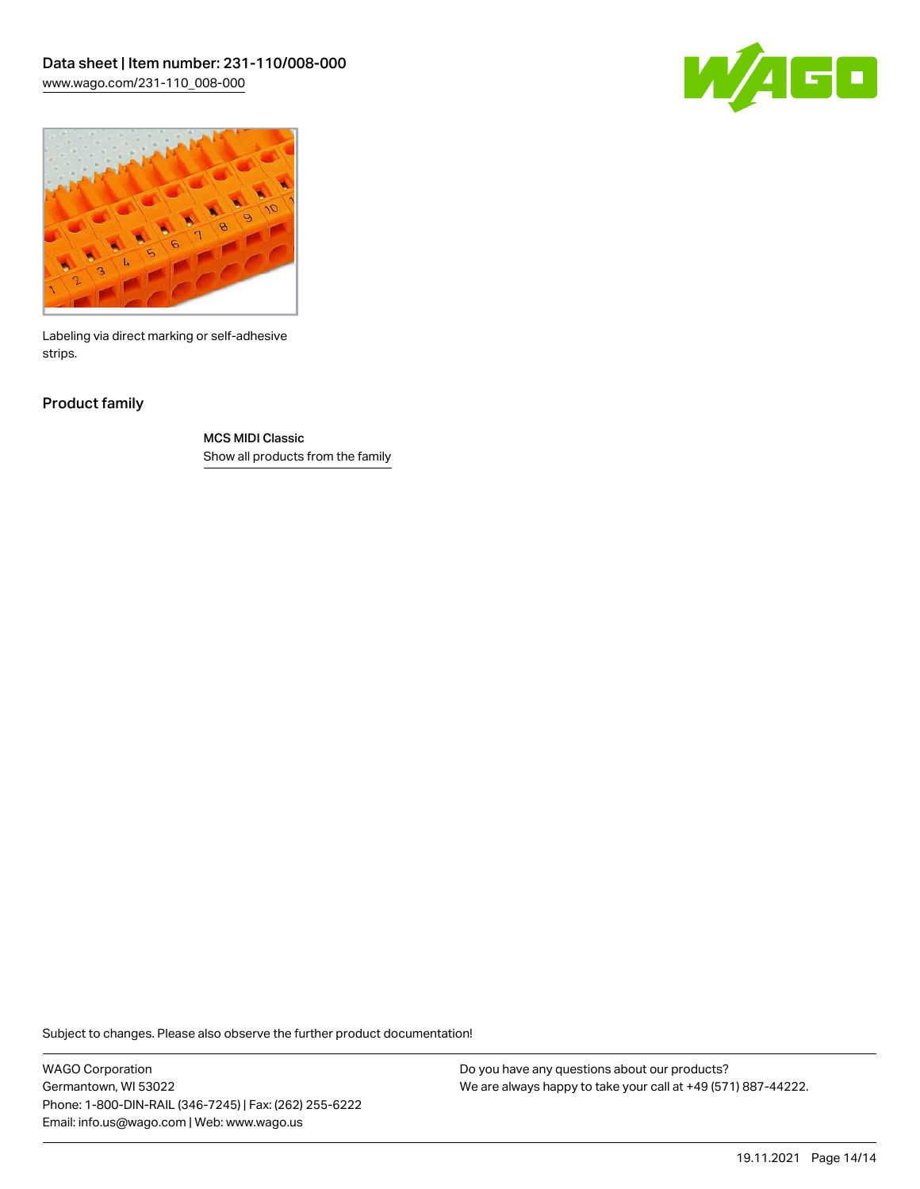Labeling via direct marking or self-adhesive strips.

## Product family

**MCS MIDI Classic**

Show all products from the family

Subject to changes. Please also observe the further product documentation!

WAGO Corporation
Germantown, WI 53022
Phone: 1-800-DIN-RAIL (346-7245) | Fax: (262) 255-6222
Email: info.us@wago.com | Web: www.wago.us

Do you have any questions about our products?
We are always happy to take your call at +49 (571) 887-44222.